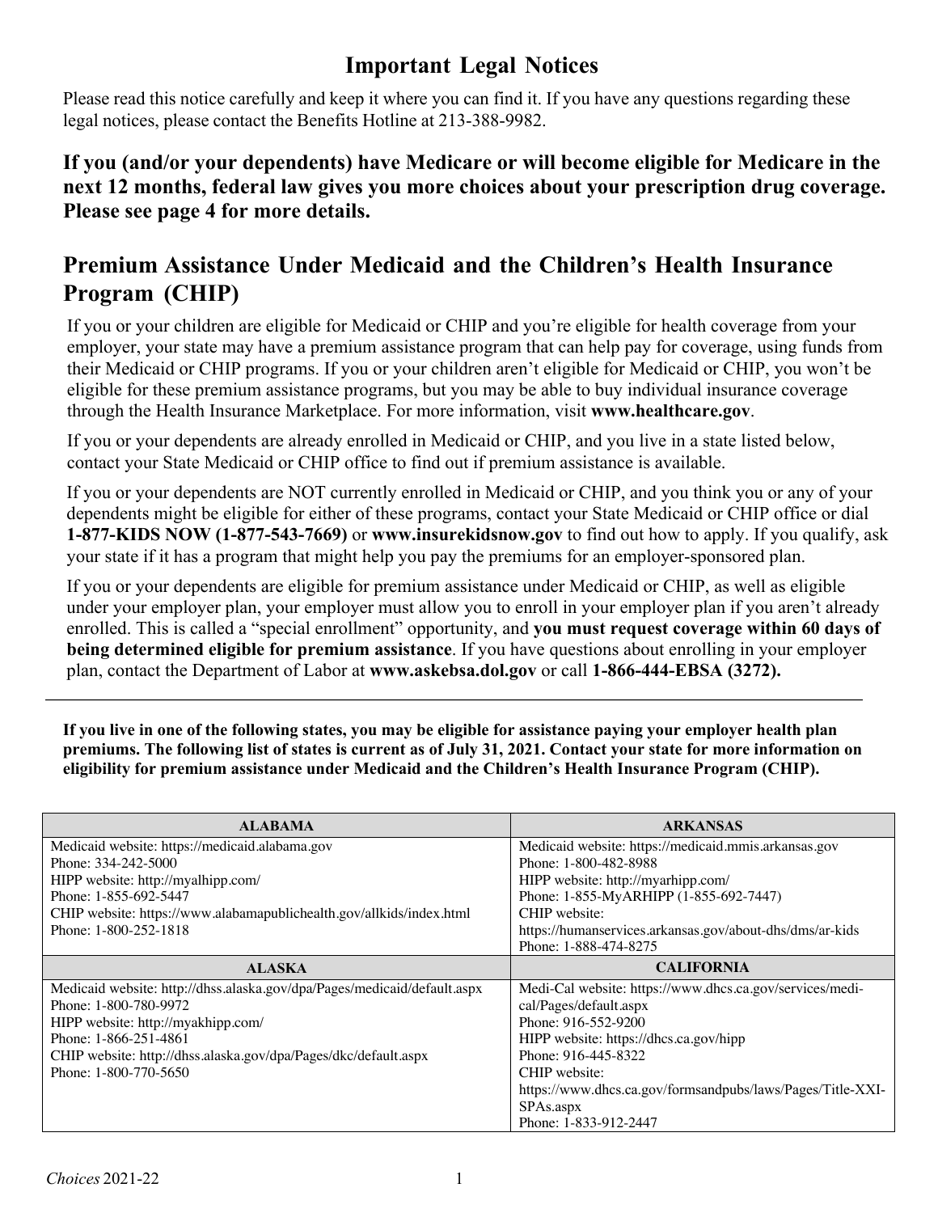# Important Legal Notices

Please read this notice carefully and keep it where you can find it. If you have any questions regarding these legal notices, please contact the Benefits Hotline at 213-388-9982.

**If you (and/or your dependents) have Medicare or will become eligible for Medicare in the next 12 months, federal law gives you more choices about your prescription drug coverage. Please see page 4 for more details.**

## Premium Assistance Under Medicaid and the Children's Health Insurance Program (CHIP)

If you or your children are eligible for Medicaid or CHIP and you're eligible for health coverage from your employer, your state may have a premium assistance program that can help pay for coverage, using funds from their Medicaid or CHIP programs. If you or your children aren't eligible for Medicaid or CHIP, you won't be eligible for these premium assistance programs, but you may be able to buy individual insurance coverage through the Health Insurance Marketplace. For more information, visit **www.healthcare.gov**.

If you or your dependents are already enrolled in Medicaid or CHIP, and you live in a state listed below, contact your State Medicaid or CHIP office to find out if premium assistance is available.

If you or your dependents are NOT currently enrolled in Medicaid or CHIP, and you think you or any of your dependents might be eligible for either of these programs, contact your State Medicaid or CHIP office or dial **1-877-KIDS NOW (1-877-543-7669)** or **www.insurekidsnow.gov** to find out how to apply. If you qualify, ask your state if it has a program that might help you pay the premiums for an employer-sponsored plan.

If you or your dependents are eligible for premium assistance under Medicaid or CHIP, as well as eligible under your employer plan, your employer must allow you to enroll in your employer plan if you aren't already enrolled. This is called a "special enrollment" opportunity, and **you must request coverage within 60 days of being determined eligible for premium assistance**. If you have questions about enrolling in your employer plan, contact the Department of Labor at **www.askebsa.dol.gov** or call **1-866-444-EBSA (3272).**

---

**If you live in one of the following states, you may be eligible for assistance paying your employer health plan premiums. The following list of states is current as of July 31, 2021. Contact your state for more information on eligibility for premium assistance under Medicaid and the Children's Health Insurance Program (CHIP).**

| ALABAMA | ARKANSAS |
|---|---|
| Medicaid website: https://medicaid.alabama.gov<br>Phone: 334-242-5000<br>HIPP website: http://myalhipp.com/<br>Phone: 1-855-692-5447<br>CHIP website: https://www.alabamapublichealth.gov/allkids/index.html<br>Phone: 1-800-252-1818 | Medicaid website: https://medicaid.mmis.arkansas.gov<br>Phone: 1-800-482-8988<br>HIPP website: http://myarhipp.com/<br>Phone: 1-855-MyARHIPP (1-855-692-7447)<br>CHIP website:<br>https://humanservices.arkansas.gov/about-dhs/dms/ar-kids<br>Phone: 1-888-474-8275 |
| **ALASKA** | **CALIFORNIA** |
| Medicaid website: http://dhss.alaska.gov/dpa/Pages/medicaid/default.aspx<br>Phone: 1-800-780-9972<br>HIPP website: http://myakhipp.com/<br>Phone: 1-866-251-4861<br>CHIP website: http://dhss.alaska.gov/dpa/Pages/dkc/default.aspx<br>Phone: 1-800-770-5650 | Medi-Cal website: https://www.dhcs.ca.gov/services/medi-cal/Pages/default.aspx<br>Phone: 916-552-9200<br>HIPP website: https://dhcs.ca.gov/hipp<br>Phone: 916-445-8322<br>CHIP website:<br>https://www.dhcs.ca.gov/formsandpubs/laws/Pages/Title-XXI-SPAs.aspx<br>Phone: 1-833-912-2447 |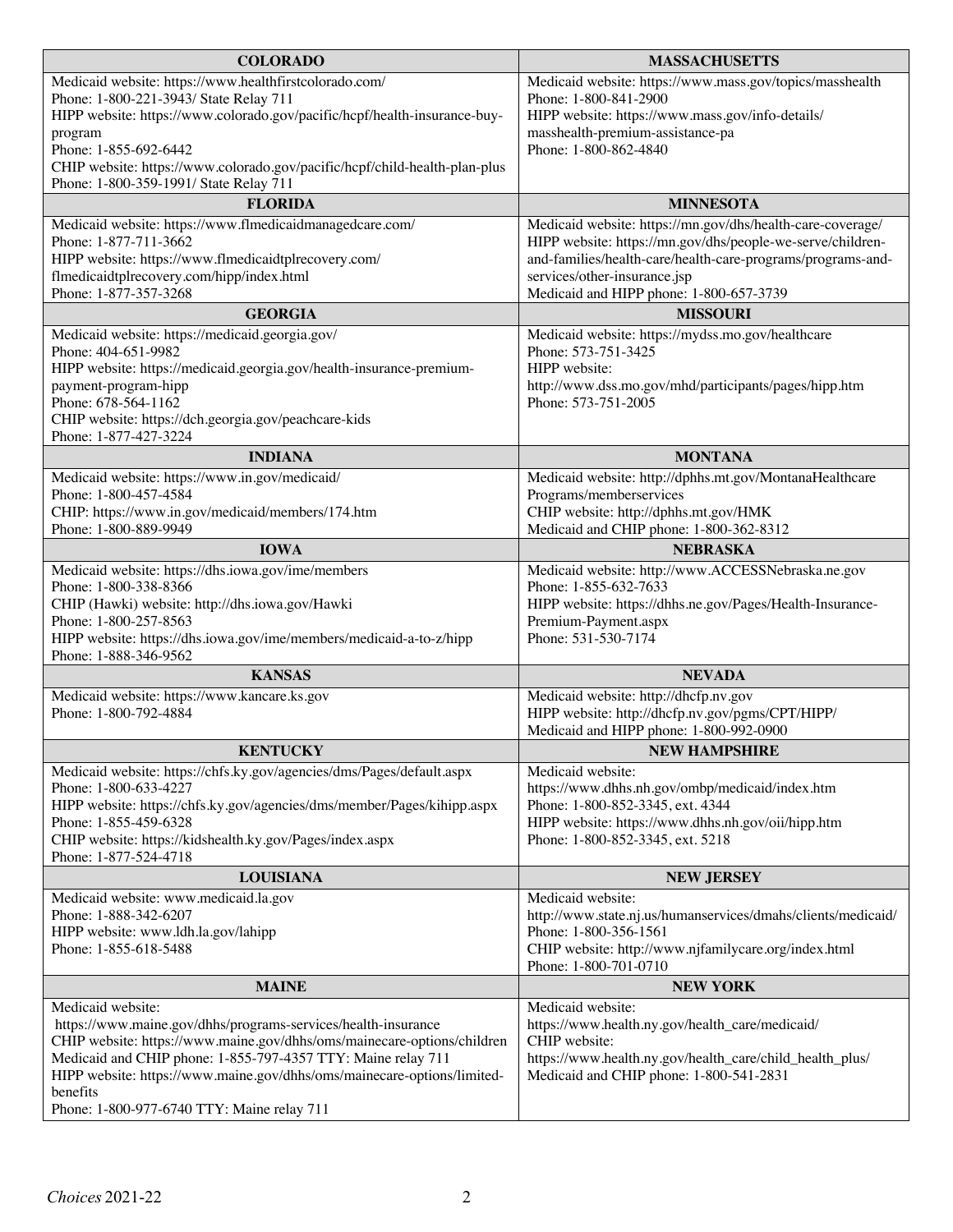| COLORADO | MASSACHUSETTS |
|---|---|
| Medicaid website: https://www.healthfirstcolorado.com/<br>Phone: 1-800-221-3943/ State Relay 711<br>HIPP website: https://www.colorado.gov/pacific/hcpf/health-insurance-buy-program<br>Phone: 1-855-692-6442<br>CHIP website: https://www.colorado.gov/pacific/hcpf/child-health-plan-plus<br>Phone: 1-800-359-1991/ State Relay 711 | Medicaid website: https://www.mass.gov/topics/masshealth<br>Phone: 1-800-841-2900<br>HIPP website: https://www.mass.gov/info-details/masshealth-premium-assistance-pa<br>Phone: 1-800-862-4840 |
| **FLORIDA** | **MINNESOTA** |
| Medicaid website: https://www.flmedicaidmanagedcare.com/<br>Phone: 1-877-711-3662<br>HIPP website: https://www.flmedicaidtplrecovery.com/flmedicaidtplrecovery.com/hipp/index.html<br>Phone: 1-877-357-3268 | Medicaid website: https://mn.gov/dhs/health-care-coverage/<br>HIPP website: https://mn.gov/dhs/people-we-serve/children-and-families/health-care/health-care-programs/programs-and-services/other-insurance.jsp<br>Medicaid and HIPP phone: 1-800-657-3739 |
| **GEORGIA** | **MISSOURI** |
| Medicaid website: https://medicaid.georgia.gov/<br>Phone: 404-651-9982<br>HIPP website: https://medicaid.georgia.gov/health-insurance-premium-payment-program-hipp<br>Phone: 678-564-1162<br>CHIP website: https://dch.georgia.gov/peachcare-kids<br>Phone: 1-877-427-3224 | Medicaid website: https://mydss.mo.gov/healthcare<br>Phone: 573-751-3425<br>HIPP website:<br>http://www.dss.mo.gov/mhd/participants/pages/hipp.htm<br>Phone: 573-751-2005 |
| **INDIANA** | **MONTANA** |
| Medicaid website: https://www.in.gov/medicaid/<br>Phone: 1-800-457-4584<br>CHIP: https://www.in.gov/medicaid/members/174.htm<br>Phone: 1-800-889-9949 | Medicaid website: http://dphhs.mt.gov/MontanaHealthcarePrograms/memberservices<br>CHIP website: http://dphhs.mt.gov/HMK<br>Medicaid and CHIP phone: 1-800-362-8312 |
| **IOWA** | **NEBRASKA** |
| Medicaid website: https://dhs.iowa.gov/ime/members<br>Phone: 1-800-338-8366<br>CHIP (Hawki) website: http://dhs.iowa.gov/Hawki<br>Phone: 1-800-257-8563<br>HIPP website: https://dhs.iowa.gov/ime/members/medicaid-a-to-z/hipp<br>Phone: 1-888-346-9562 | Medicaid website: http://www.ACCESSNebraska.ne.gov<br>Phone: 1-855-632-7633<br>HIPP website: https://dhhs.ne.gov/Pages/Health-Insurance-Premium-Payment.aspx<br>Phone: 531-530-7174 |
| **KANSAS** | **NEVADA** |
| Medicaid website: https://www.kancare.ks.gov<br>Phone: 1-800-792-4884 | Medicaid website: http://dhcfp.nv.gov<br>HIPP website: http://dhcfp.nv.gov/pgms/CPT/HIPP/<br>Medicaid and HIPP phone: 1-800-992-0900 |
| **KENTUCKY** | **NEW HAMPSHIRE** |
| Medicaid website: https://chfs.ky.gov/agencies/dms/Pages/default.aspx<br>Phone: 1-800-633-4227<br>HIPP website: https://chfs.ky.gov/agencies/dms/member/Pages/kihipp.aspx<br>Phone: 1-855-459-6328<br>CHIP website: https://kidshealth.ky.gov/Pages/index.aspx<br>Phone: 1-877-524-4718 | Medicaid website:<br>https://www.dhhs.nh.gov/ombp/medicaid/index.htm<br>Phone: 1-800-852-3345, ext. 4344<br>HIPP website: https://www.dhhs.nh.gov/oii/hipp.htm<br>Phone: 1-800-852-3345, ext. 5218 |
| **LOUISIANA** | **NEW JERSEY** |
| Medicaid website: www.medicaid.la.gov<br>Phone: 1-888-342-6207<br>HIPP website: www.ldh.la.gov/lahipp<br>Phone: 1-855-618-5488 | Medicaid website:<br>http://www.state.nj.us/humanservices/dmahs/clients/medicaid/<br>Phone: 1-800-356-1561<br>CHIP website: http://www.njfamilycare.org/index.html<br>Phone: 1-800-701-0710 |
| **MAINE** | **NEW YORK** |
| Medicaid website:<br>https://www.maine.gov/dhhs/programs-services/health-insurance<br>CHIP website: https://www.maine.gov/dhhs/oms/mainecare-options/children<br>Medicaid and CHIP phone: 1-855-797-4357 TTY: Maine relay 711<br>HIPP website: https://www.maine.gov/dhhs/oms/mainecare-options/limited-benefits<br>Phone: 1-800-977-6740 TTY: Maine relay 711 | Medicaid website:<br>https://www.health.ny.gov/health_care/medicaid/<br>CHIP website:<br>https://www.health.ny.gov/health_care/child_health_plus/<br>Medicaid and CHIP phone: 1-800-541-2831 |

*Choices* 2021-22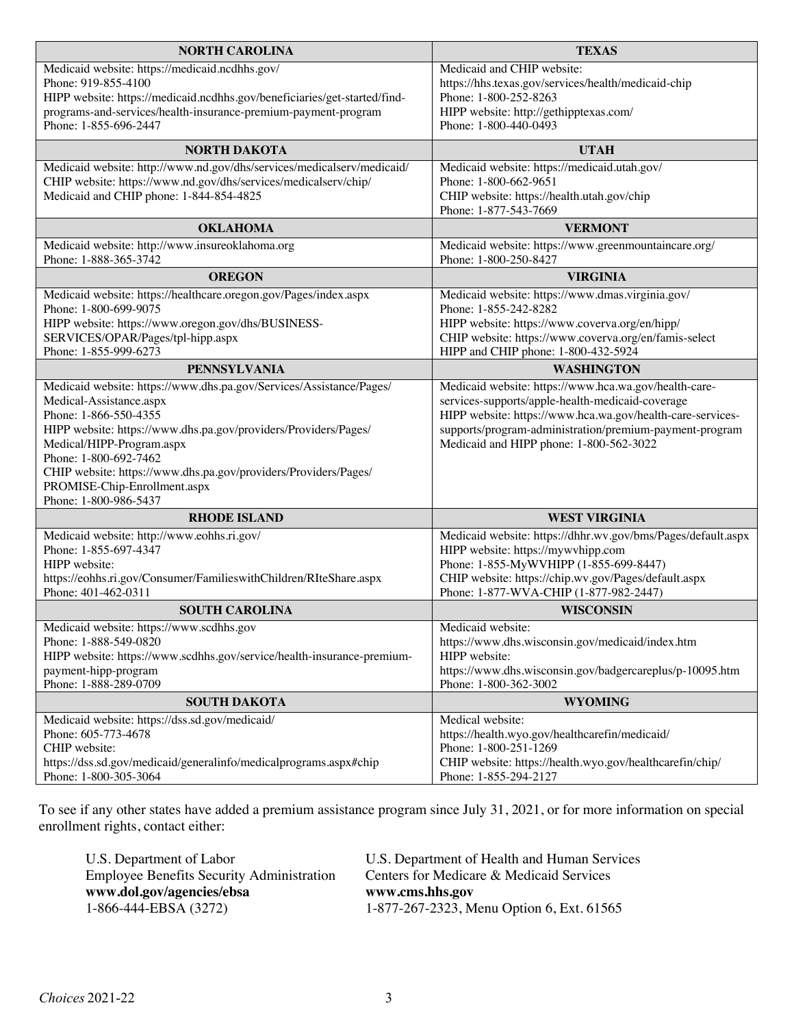| NORTH CAROLINA | TEXAS |
|---|---|
| Medicaid website: https://medicaid.ncdhhs.gov/<br>Phone: 919-855-4100<br>HIPP website: https://medicaid.ncdhhs.gov/beneficiaries/get-started/find-programs-and-services/health-insurance-premium-payment-program<br>Phone: 1-855-696-2447 | Medicaid and CHIP website:<br>https://hhs.texas.gov/services/health/medicaid-chip<br>Phone: 1-800-252-8263<br>HIPP website: http://gethipptexas.com/<br>Phone: 1-800-440-0493 |
| **NORTH DAKOTA** | **UTAH** |
| Medicaid website: http://www.nd.gov/dhs/services/medicalserv/medicaid/<br>CHIP website: https://www.nd.gov/dhs/services/medicalserv/chip/<br>Medicaid and CHIP phone: 1-844-854-4825 | Medicaid website: https://medicaid.utah.gov/<br>Phone: 1-800-662-9651<br>CHIP website: https://health.utah.gov/chip<br>Phone: 1-877-543-7669 |
| **OKLAHOMA** | **VERMONT** |
| Medicaid website: http://www.insureoklahoma.org<br>Phone: 1-888-365-3742 | Medicaid website: https://www.greenmountaincare.org/<br>Phone: 1-800-250-8427 |
| **OREGON** | **VIRGINIA** |
| Medicaid website: https://healthcare.oregon.gov/Pages/index.aspx<br>Phone: 1-800-699-9075<br>HIPP website: https://www.oregon.gov/dhs/BUSINESS-SERVICES/OPAR/Pages/tpl-hipp.aspx<br>Phone: 1-855-999-6273 | Medicaid website: https://www.dmas.virginia.gov/<br>Phone: 1-855-242-8282<br>HIPP website: https://www.coverva.org/en/hipp/<br>CHIP website: https://www.coverva.org/en/famis-select<br>HIPP and CHIP phone: 1-800-432-5924 |
| **PENNSYLVANIA** | **WASHINGTON** |
| Medicaid website: https://www.dhs.pa.gov/Services/Assistance/Pages/Medical-Assistance.aspx<br>Phone: 1-866-550-4355<br>HIPP website: https://www.dhs.pa.gov/providers/Providers/Pages/Medical/HIPP-Program.aspx<br>Phone: 1-800-692-7462<br>CHIP website: https://www.dhs.pa.gov/providers/Providers/Pages/PROMISE-Chip-Enrollment.aspx<br>Phone: 1-800-986-5437 | Medicaid website: https://www.hca.wa.gov/health-care-services-supports/apple-health-medicaid-coverage<br>HIPP website: https://www.hca.wa.gov/health-care-services-supports/program-administration/premium-payment-program<br>Medicaid and HIPP phone: 1-800-562-3022 |
| **RHODE ISLAND** | **WEST VIRGINIA** |
| Medicaid website: http://www.eohhs.ri.gov/<br>Phone: 1-855-697-4347<br>HIPP website:<br>https://eohhs.ri.gov/Consumer/FamilieswithChildren/RIteShare.aspx<br>Phone: 401-462-0311 | Medicaid website: https://dhhr.wv.gov/bms/Pages/default.aspx<br>HIPP website: https://mywvhipp.com<br>Phone: 1-855-MyWVHIPP (1-855-699-8447)<br>CHIP website: https://chip.wv.gov/Pages/default.aspx<br>Phone: 1-877-WVA-CHIP (1-877-982-2447) |
| **SOUTH CAROLINA** | **WISCONSIN** |
| Medicaid website: https://www.scdhhs.gov<br>Phone: 1-888-549-0820<br>HIPP website: https://www.scdhhs.gov/service/health-insurance-premium-payment-hipp-program<br>Phone: 1-888-289-0709 | Medicaid website:<br>https://www.dhs.wisconsin.gov/medicaid/index.htm<br>HIPP website:<br>https://www.dhs.wisconsin.gov/badgercareplus/p-10095.htm<br>Phone: 1-800-362-3002 |
| **SOUTH DAKOTA** | **WYOMING** |
| Medicaid website: https://dss.sd.gov/medicaid/<br>Phone: 605-773-4678<br>CHIP website:<br>https://dss.sd.gov/medicaid/generalinfo/medicalprograms.aspx#chip<br>Phone: 1-800-305-3064 | Medical website:<br>https://health.wyo.gov/healthcarefin/medicaid/<br>Phone: 1-800-251-1269<br>CHIP website: https://health.wyo.gov/healthcarefin/chip/<br>Phone: 1-855-294-2127 |

To see if any other states have added a premium assistance program since July 31, 2021, or for more information on special enrollment rights, contact either:

U.S. Department of Labor
Employee Benefits Security Administration
**www.dol.gov/agencies/ebsa**
1-866-444-EBSA (3272)

U.S. Department of Health and Human Services
Centers for Medicare & Medicaid Services
**www.cms.hhs.gov**
1-877-267-2323, Menu Option 6, Ext. 61565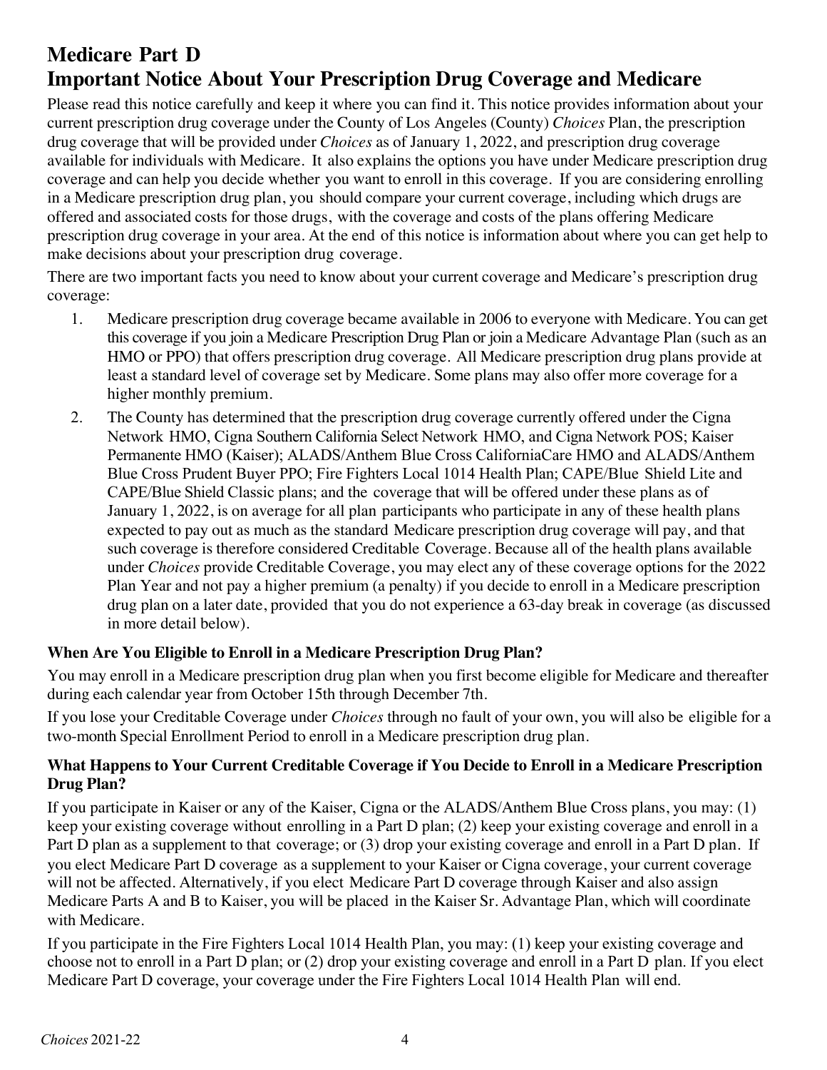# Medicare Part D

# Important Notice About Your Prescription Drug Coverage and Medicare

Please read this notice carefully and keep it where you can find it. This notice provides information about your current prescription drug coverage under the County of Los Angeles (County) *Choices* Plan, the prescription drug coverage that will be provided under *Choices* as of January 1, 2022, and prescription drug coverage available for individuals with Medicare. It also explains the options you have under Medicare prescription drug coverage and can help you decide whether you want to enroll in this coverage. If you are considering enrolling in a Medicare prescription drug plan, you should compare your current coverage, including which drugs are offered and associated costs for those drugs, with the coverage and costs of the plans offering Medicare prescription drug coverage in your area. At the end of this notice is information about where you can get help to make decisions about your prescription drug coverage.

There are two important facts you need to know about your current coverage and Medicare's prescription drug coverage:

1. Medicare prescription drug coverage became available in 2006 to everyone with Medicare. You can get this coverage if you join a Medicare Prescription Drug Plan or join a Medicare Advantage Plan (such as an HMO or PPO) that offers prescription drug coverage. All Medicare prescription drug plans provide at least a standard level of coverage set by Medicare. Some plans may also offer more coverage for a higher monthly premium.
2. The County has determined that the prescription drug coverage currently offered under the Cigna Network HMO, Cigna Southern California Select Network HMO, and Cigna Network POS; Kaiser Permanente HMO (Kaiser); ALADS/Anthem Blue Cross CaliforniaCare HMO and ALADS/Anthem Blue Cross Prudent Buyer PPO; Fire Fighters Local 1014 Health Plan; CAPE/Blue Shield Lite and CAPE/Blue Shield Classic plans; and the coverage that will be offered under these plans as of January 1, 2022, is on average for all plan participants who participate in any of these health plans expected to pay out as much as the standard Medicare prescription drug coverage will pay, and that such coverage is therefore considered Creditable Coverage. Because all of the health plans available under *Choices* provide Creditable Coverage, you may elect any of these coverage options for the 2022 Plan Year and not pay a higher premium (a penalty) if you decide to enroll in a Medicare prescription drug plan on a later date, provided that you do not experience a 63-day break in coverage (as discussed in more detail below).

### When Are You Eligible to Enroll in a Medicare Prescription Drug Plan?

You may enroll in a Medicare prescription drug plan when you first become eligible for Medicare and thereafter during each calendar year from October 15th through December 7th.

If you lose your Creditable Coverage under *Choices* through no fault of your own, you will also be eligible for a two-month Special Enrollment Period to enroll in a Medicare prescription drug plan.

### What Happens to Your Current Creditable Coverage if You Decide to Enroll in a Medicare Prescription Drug Plan?

If you participate in Kaiser or any of the Kaiser, Cigna or the ALADS/Anthem Blue Cross plans, you may: (1) keep your existing coverage without enrolling in a Part D plan; (2) keep your existing coverage and enroll in a Part D plan as a supplement to that coverage; or (3) drop your existing coverage and enroll in a Part D plan. If you elect Medicare Part D coverage as a supplement to your Kaiser or Cigna coverage, your current coverage will not be affected. Alternatively, if you elect Medicare Part D coverage through Kaiser and also assign Medicare Parts A and B to Kaiser, you will be placed in the Kaiser Sr. Advantage Plan, which will coordinate with Medicare.

If you participate in the Fire Fighters Local 1014 Health Plan, you may: (1) keep your existing coverage and choose not to enroll in a Part D plan; or (2) drop your existing coverage and enroll in a Part D plan. If you elect Medicare Part D coverage, your coverage under the Fire Fighters Local 1014 Health Plan will end.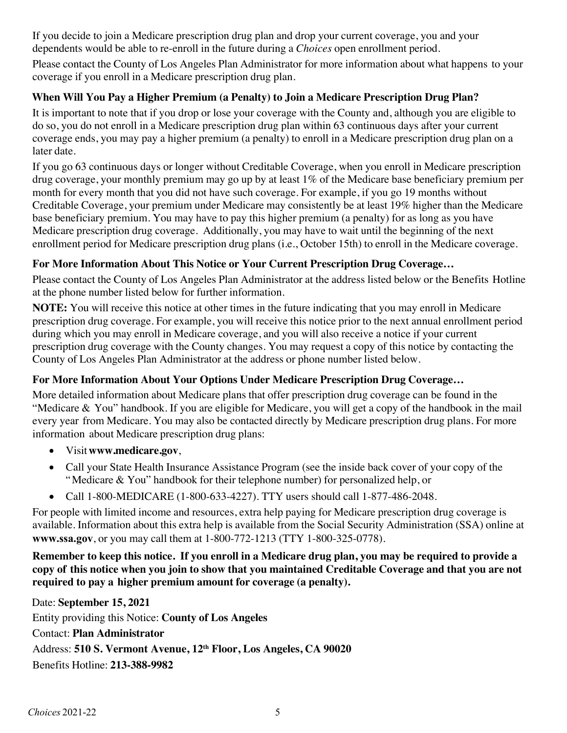If you decide to join a Medicare prescription drug plan and drop your current coverage, you and your dependents would be able to re-enroll in the future during a *Choices* open enrollment period.

Please contact the County of Los Angeles Plan Administrator for more information about what happens to your coverage if you enroll in a Medicare prescription drug plan.

### When Will You Pay a Higher Premium (a Penalty) to Join a Medicare Prescription Drug Plan?

It is important to note that if you drop or lose your coverage with the County and, although you are eligible to do so, you do not enroll in a Medicare prescription drug plan within 63 continuous days after your current coverage ends, you may pay a higher premium (a penalty) to enroll in a Medicare prescription drug plan on a later date.

If you go 63 continuous days or longer without Creditable Coverage, when you enroll in Medicare prescription drug coverage, your monthly premium may go up by at least 1% of the Medicare base beneficiary premium per month for every month that you did not have such coverage. For example, if you go 19 months without Creditable Coverage, your premium under Medicare may consistently be at least 19% higher than the Medicare base beneficiary premium. You may have to pay this higher premium (a penalty) for as long as you have Medicare prescription drug coverage. Additionally, you may have to wait until the beginning of the next enrollment period for Medicare prescription drug plans (i.e., October 15th) to enroll in the Medicare coverage.

### For More Information About This Notice or Your Current Prescription Drug Coverage…

Please contact the County of Los Angeles Plan Administrator at the address listed below or the Benefits Hotline at the phone number listed below for further information.

**NOTE:** You will receive this notice at other times in the future indicating that you may enroll in Medicare prescription drug coverage. For example, you will receive this notice prior to the next annual enrollment period during which you may enroll in Medicare coverage, and you will also receive a notice if your current prescription drug coverage with the County changes. You may request a copy of this notice by contacting the County of Los Angeles Plan Administrator at the address or phone number listed below.

### For More Information About Your Options Under Medicare Prescription Drug Coverage…

More detailed information about Medicare plans that offer prescription drug coverage can be found in the "Medicare & You" handbook. If you are eligible for Medicare, you will get a copy of the handbook in the mail every year from Medicare. You may also be contacted directly by Medicare prescription drug plans. For more information about Medicare prescription drug plans:

- Visit **www.medicare.gov**,
- Call your State Health Insurance Assistance Program (see the inside back cover of your copy of the "Medicare & You" handbook for their telephone number) for personalized help, or
- Call 1-800-MEDICARE (1-800-633-4227). TTY users should call 1-877-486-2048.

For people with limited income and resources, extra help paying for Medicare prescription drug coverage is available. Information about this extra help is available from the Social Security Administration (SSA) online at **www.ssa.gov**, or you may call them at 1-800-772-1213 (TTY 1-800-325-0778).

**Remember to keep this notice. If you enroll in a Medicare drug plan, you may be required to provide a copy of this notice when you join to show that you maintained Creditable Coverage and that you are not required to pay a higher premium amount for coverage (a penalty).**

Date: **September 15, 2021**

Entity providing this Notice: **County of Los Angeles**

Contact: **Plan Administrator**

Address: **510 S. Vermont Avenue, 12th Floor, Los Angeles, CA 90020**

Benefits Hotline: **213-388-9982**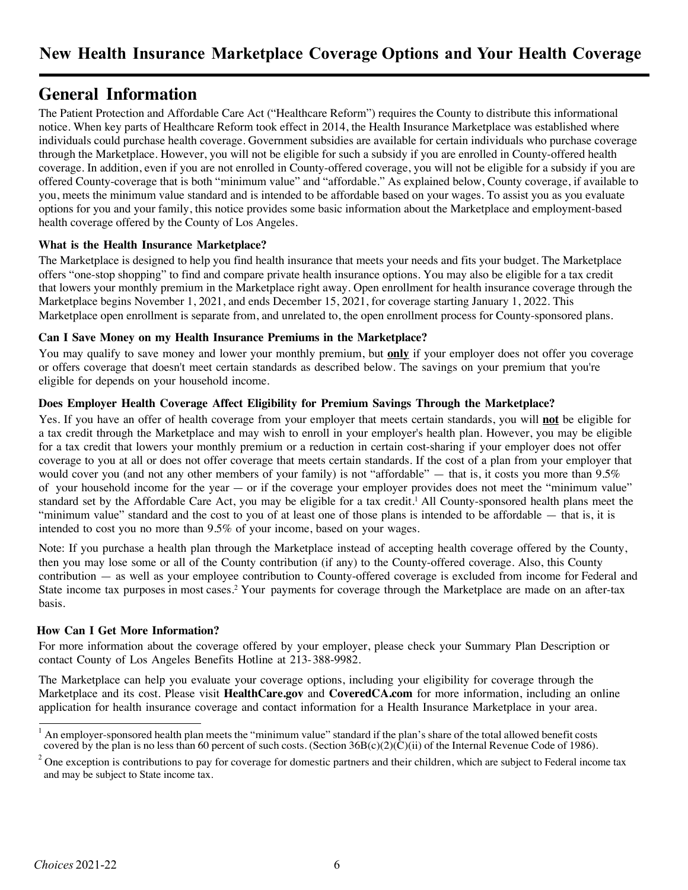# New Health Insurance Marketplace Coverage Options and Your Health Coverage

## General Information

The Patient Protection and Affordable Care Act ("Healthcare Reform") requires the County to distribute this informational notice. When key parts of Healthcare Reform took effect in 2014, the Health Insurance Marketplace was established where individuals could purchase health coverage. Government subsidies are available for certain individuals who purchase coverage through the Marketplace. However, you will not be eligible for such a subsidy if you are enrolled in County-offered health coverage. In addition, even if you are not enrolled in County-offered coverage, you will not be eligible for a subsidy if you are offered County-coverage that is both "minimum value" and "affordable." As explained below, County coverage, if available to you, meets the minimum value standard and is intended to be affordable based on your wages. To assist you as you evaluate options for you and your family, this notice provides some basic information about the Marketplace and employment-based health coverage offered by the County of Los Angeles.

### What is the Health Insurance Marketplace?

The Marketplace is designed to help you find health insurance that meets your needs and fits your budget. The Marketplace offers "one-stop shopping" to find and compare private health insurance options. You may also be eligible for a tax credit that lowers your monthly premium in the Marketplace right away. Open enrollment for health insurance coverage through the Marketplace begins November 1, 2021, and ends December 15, 2021, for coverage starting January 1, 2022. This Marketplace open enrollment is separate from, and unrelated to, the open enrollment process for County-sponsored plans.

### Can I Save Money on my Health Insurance Premiums in the Marketplace?

You may qualify to save money and lower your monthly premium, but **only** if your employer does not offer you coverage or offers coverage that doesn't meet certain standards as described below. The savings on your premium that you're eligible for depends on your household income.

### Does Employer Health Coverage Affect Eligibility for Premium Savings Through the Marketplace?

Yes. If you have an offer of health coverage from your employer that meets certain standards, you will **not** be eligible for a tax credit through the Marketplace and may wish to enroll in your employer's health plan. However, you may be eligible for a tax credit that lowers your monthly premium or a reduction in certain cost-sharing if your employer does not offer coverage to you at all or does not offer coverage that meets certain standards. If the cost of a plan from your employer that would cover you (and not any other members of your family) is not "affordable" — that is, it costs you more than 9.5% of your household income for the year — or if the coverage your employer provides does not meet the "minimum value" standard set by the Affordable Care Act, you may be eligible for a tax credit.[1] All County-sponsored health plans meet the "minimum value" standard and the cost to you of at least one of those plans is intended to be affordable — that is, it is intended to cost you no more than 9.5% of your income, based on your wages.

Note: If you purchase a health plan through the Marketplace instead of accepting health coverage offered by the County, then you may lose some or all of the County contribution (if any) to the County-offered coverage. Also, this County contribution — as well as your employee contribution to County-offered coverage is excluded from income for Federal and State income tax purposes in most cases.[2] Your payments for coverage through the Marketplace are made on an after-tax basis.

### How Can I Get More Information?

For more information about the coverage offered by your employer, please check your Summary Plan Description or contact County of Los Angeles Benefits Hotline at 213-388-9982.

The Marketplace can help you evaluate your coverage options, including your eligibility for coverage through the Marketplace and its cost. Please visit **HealthCare.gov** and **CoveredCA.com** for more information, including an online application for health insurance coverage and contact information for a Health Insurance Marketplace in your area.

---

[1] An employer-sponsored health plan meets the "minimum value" standard if the plan's share of the total allowed benefit costs covered by the plan is no less than 60 percent of such costs. (Section 36B(c)(2)(C)(ii) of the Internal Revenue Code of 1986).

[2] One exception is contributions to pay for coverage for domestic partners and their children, which are subject to Federal income tax and may be subject to State income tax.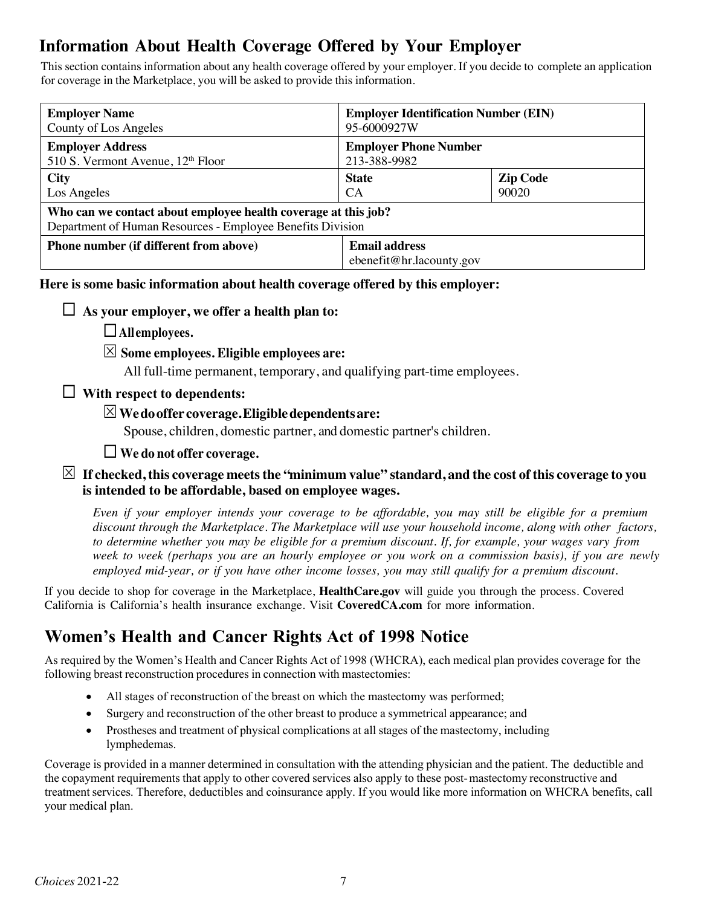## Information About Health Coverage Offered by Your Employer

This section contains information about any health coverage offered by your employer. If you decide to complete an application for coverage in the Marketplace, you will be asked to provide this information.

| **Employer Name**<br>County of Los Angeles | **Employer Identification Number (EIN)**<br>95-6000927W | |
|---|---|---|
| **Employer Address**<br>510 S. Vermont Avenue, 12th Floor | **Employer Phone Number**<br>213-388-9982 | |
| **City**<br>Los Angeles | **State**<br>CA | **Zip Code**<br>90020 |
| **Who can we contact about employee health coverage at this job?**<br>Department of Human Resources - Employee Benefits Division | | |
| **Phone number (if different from above)** | **Email address**<br>ebenefit@hr.lacounty.gov | |

**Here is some basic information about health coverage offered by this employer:**

☐ **As your employer, we offer a health plan to:**

- ☐ **All employees.**
- ☒ **Some employees. Eligible employees are:**

  All full-time permanent, temporary, and qualifying part-time employees.

☐ **With respect to dependents:**

- ☒ **We do offer coverage. Eligible dependents are:**

  Spouse, children, domestic partner, and domestic partner's children.

- ☐ **We do not offer coverage.**

☒ **If checked, this coverage meets the "minimum value" standard, and the cost of this coverage to you is intended to be affordable, based on employee wages.**

*Even if your employer intends your coverage to be affordable, you may still be eligible for a premium discount through the Marketplace. The Marketplace will use your household income, along with other factors, to determine whether you may be eligible for a premium discount. If, for example, your wages vary from week to week (perhaps you are an hourly employee or you work on a commission basis), if you are newly employed mid-year, or if you have other income losses, you may still qualify for a premium discount.*

If you decide to shop for coverage in the Marketplace, **HealthCare.gov** will guide you through the process. Covered California is California's health insurance exchange. Visit **CoveredCA.com** for more information.

## Women's Health and Cancer Rights Act of 1998 Notice

As required by the Women's Health and Cancer Rights Act of 1998 (WHCRA), each medical plan provides coverage for the following breast reconstruction procedures in connection with mastectomies:

- All stages of reconstruction of the breast on which the mastectomy was performed;
- Surgery and reconstruction of the other breast to produce a symmetrical appearance; and
- Prostheses and treatment of physical complications at all stages of the mastectomy, including lymphedemas.

Coverage is provided in a manner determined in consultation with the attending physician and the patient. The deductible and the copayment requirements that apply to other covered services also apply to these post-mastectomy reconstructive and treatment services. Therefore, deductibles and coinsurance apply. If you would like more information on WHCRA benefits, call your medical plan.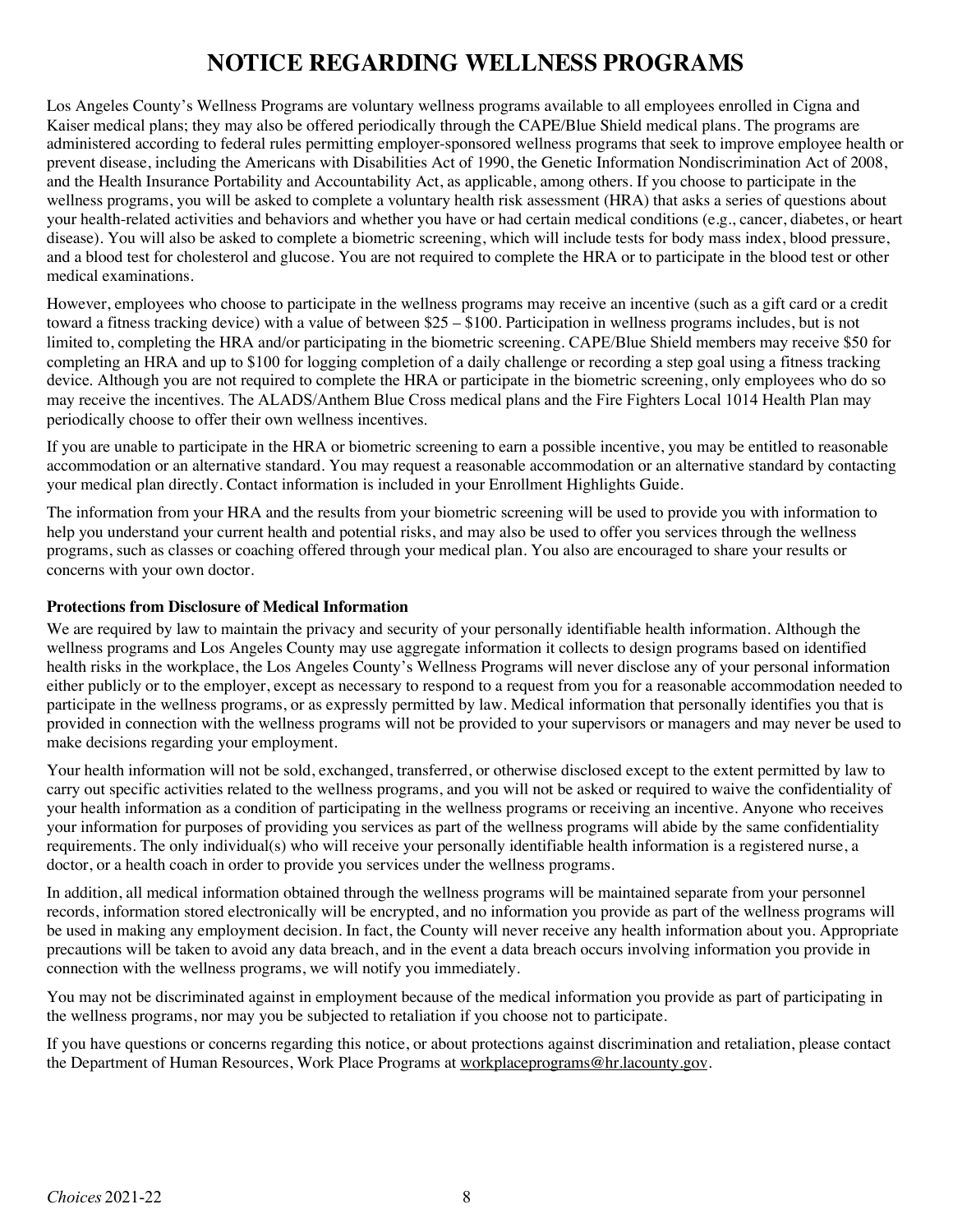# NOTICE REGARDING WELLNESS PROGRAMS

Los Angeles County's Wellness Programs are voluntary wellness programs available to all employees enrolled in Cigna and Kaiser medical plans; they may also be offered periodically through the CAPE/Blue Shield medical plans. The programs are administered according to federal rules permitting employer-sponsored wellness programs that seek to improve employee health or prevent disease, including the Americans with Disabilities Act of 1990, the Genetic Information Nondiscrimination Act of 2008, and the Health Insurance Portability and Accountability Act, as applicable, among others. If you choose to participate in the wellness programs, you will be asked to complete a voluntary health risk assessment (HRA) that asks a series of questions about your health-related activities and behaviors and whether you have or had certain medical conditions (e.g., cancer, diabetes, or heart disease). You will also be asked to complete a biometric screening, which will include tests for body mass index, blood pressure, and a blood test for cholesterol and glucose. You are not required to complete the HRA or to participate in the blood test or other medical examinations.

However, employees who choose to participate in the wellness programs may receive an incentive (such as a gift card or a credit toward a fitness tracking device) with a value of between $25 – $100. Participation in wellness programs includes, but is not limited to, completing the HRA and/or participating in the biometric screening. CAPE/Blue Shield members may receive $50 for completing an HRA and up to $100 for logging completion of a daily challenge or recording a step goal using a fitness tracking device. Although you are not required to complete the HRA or participate in the biometric screening, only employees who do so may receive the incentives. The ALADS/Anthem Blue Cross medical plans and the Fire Fighters Local 1014 Health Plan may periodically choose to offer their own wellness incentives.

If you are unable to participate in the HRA or biometric screening to earn a possible incentive, you may be entitled to reasonable accommodation or an alternative standard. You may request a reasonable accommodation or an alternative standard by contacting your medical plan directly. Contact information is included in your Enrollment Highlights Guide.

The information from your HRA and the results from your biometric screening will be used to provide you with information to help you understand your current health and potential risks, and may also be used to offer you services through the wellness programs, such as classes or coaching offered through your medical plan. You also are encouraged to share your results or concerns with your own doctor.

**Protections from Disclosure of Medical Information**

We are required by law to maintain the privacy and security of your personally identifiable health information. Although the wellness programs and Los Angeles County may use aggregate information it collects to design programs based on identified health risks in the workplace, the Los Angeles County's Wellness Programs will never disclose any of your personal information either publicly or to the employer, except as necessary to respond to a request from you for a reasonable accommodation needed to participate in the wellness programs, or as expressly permitted by law. Medical information that personally identifies you that is provided in connection with the wellness programs will not be provided to your supervisors or managers and may never be used to make decisions regarding your employment.

Your health information will not be sold, exchanged, transferred, or otherwise disclosed except to the extent permitted by law to carry out specific activities related to the wellness programs, and you will not be asked or required to waive the confidentiality of your health information as a condition of participating in the wellness programs or receiving an incentive. Anyone who receives your information for purposes of providing you services as part of the wellness programs will abide by the same confidentiality requirements. The only individual(s) who will receive your personally identifiable health information is a registered nurse, a doctor, or a health coach in order to provide you services under the wellness programs.

In addition, all medical information obtained through the wellness programs will be maintained separate from your personnel records, information stored electronically will be encrypted, and no information you provide as part of the wellness programs will be used in making any employment decision. In fact, the County will never receive any health information about you. Appropriate precautions will be taken to avoid any data breach, and in the event a data breach occurs involving information you provide in connection with the wellness programs, we will notify you immediately.

You may not be discriminated against in employment because of the medical information you provide as part of participating in the wellness programs, nor may you be subjected to retaliation if you choose not to participate.

If you have questions or concerns regarding this notice, or about protections against discrimination and retaliation, please contact the Department of Human Resources, Work Place Programs at workplaceprograms@hr.lacounty.gov.